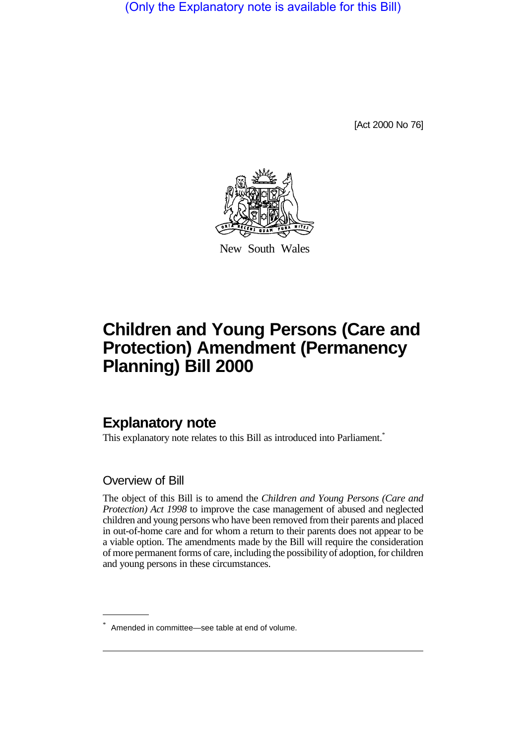(Only the Explanatory note is available for this Bill)

[Act 2000 No 76]

New South Wales

# Children and Young Persons (Care and Protection) Amendment (Permanency Planning) Bill 2000

## Explanatory note

This explanatory note relates to this Bill as introduced into Parliament.*

### Overview of Bill

The object of this Bill is to amend the *Children and Young Persons (Care and Protection) Act 1998* to improve the case management of abused and neglected children and young persons who have been removed from their parents and placed in out-of-home care and for whom a return to their parents does not appear to be a viable option. The amendments made by the Bill will require the consideration of more permanent forms of care, including the possibility of adoption, for children and young persons in these circumstances.

\* Amended in committee—see table at end of volume.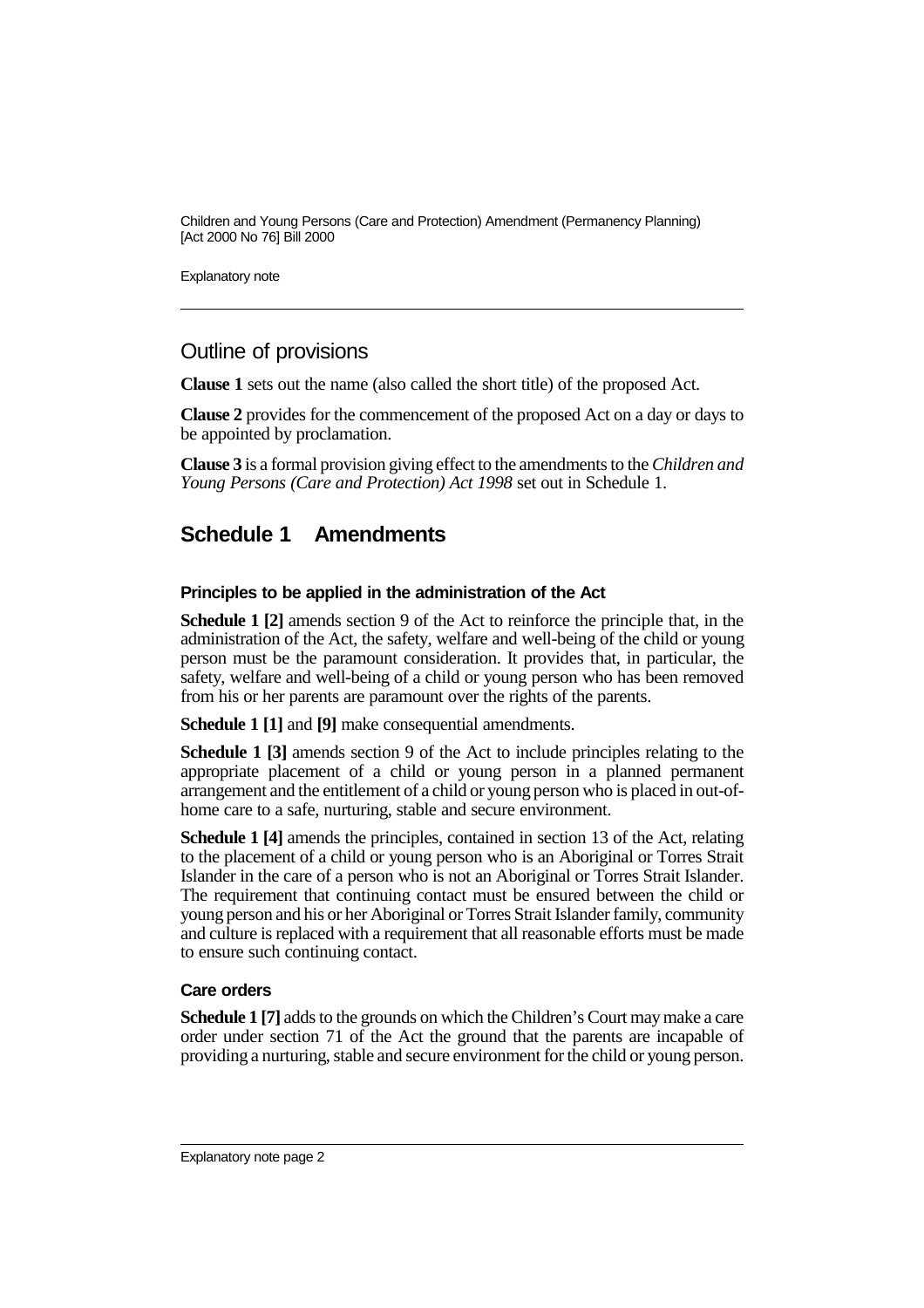## Outline of provisions

**Clause 1** sets out the name (also called the short title) of the proposed Act.

**Clause 2** provides for the commencement of the proposed Act on a day or days to be appointed by proclamation.

**Clause 3** is a formal provision giving effect to the amendments to the *Children and Young Persons (Care and Protection) Act 1998* set out in Schedule 1.

## Schedule 1 Amendments

### Principles to be applied in the administration of the Act

**Schedule 1 [2]** amends section 9 of the Act to reinforce the principle that, in the administration of the Act, the safety, welfare and well-being of the child or young person must be the paramount consideration. It provides that, in particular, the safety, welfare and well-being of a child or young person who has been removed from his or her parents are paramount over the rights of the parents.

**Schedule 1 [1]** and **[9]** make consequential amendments.

**Schedule 1 [3]** amends section 9 of the Act to include principles relating to the appropriate placement of a child or young person in a planned permanent arrangement and the entitlement of a child or young person who is placed in out-of-home care to a safe, nurturing, stable and secure environment.

**Schedule 1 [4]** amends the principles, contained in section 13 of the Act, relating to the placement of a child or young person who is an Aboriginal or Torres Strait Islander in the care of a person who is not an Aboriginal or Torres Strait Islander. The requirement that continuing contact must be ensured between the child or young person and his or her Aboriginal or Torres Strait Islander family, community and culture is replaced with a requirement that all reasonable efforts must be made to ensure such continuing contact.

### Care orders

**Schedule 1 [7]** adds to the grounds on which the Children's Court may make a care order under section 71 of the Act the ground that the parents are incapable of providing a nurturing, stable and secure environment for the child or young person.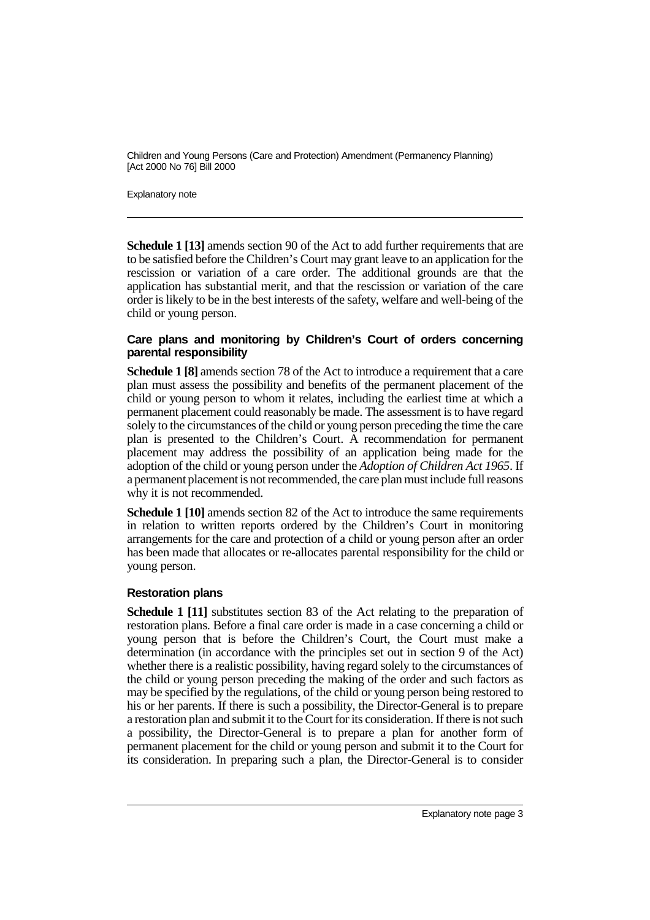**Schedule 1 [13]** amends section 90 of the Act to add further requirements that are to be satisfied before the Children's Court may grant leave to an application for the rescission or variation of a care order. The additional grounds are that the application has substantial merit, and that the rescission or variation of the care order is likely to be in the best interests of the safety, welfare and well-being of the child or young person.

### Care plans and monitoring by Children's Court of orders concerning parental responsibility

**Schedule 1 [8]** amends section 78 of the Act to introduce a requirement that a care plan must assess the possibility and benefits of the permanent placement of the child or young person to whom it relates, including the earliest time at which a permanent placement could reasonably be made. The assessment is to have regard solely to the circumstances of the child or young person preceding the time the care plan is presented to the Children's Court. A recommendation for permanent placement may address the possibility of an application being made for the adoption of the child or young person under the *Adoption of Children Act 1965*. If a permanent placement is not recommended, the care plan must include full reasons why it is not recommended.

**Schedule 1 [10]** amends section 82 of the Act to introduce the same requirements in relation to written reports ordered by the Children's Court in monitoring arrangements for the care and protection of a child or young person after an order has been made that allocates or re-allocates parental responsibility for the child or young person.

### Restoration plans

**Schedule 1 [11]** substitutes section 83 of the Act relating to the preparation of restoration plans. Before a final care order is made in a case concerning a child or young person that is before the Children's Court, the Court must make a determination (in accordance with the principles set out in section 9 of the Act) whether there is a realistic possibility, having regard solely to the circumstances of the child or young person preceding the making of the order and such factors as may be specified by the regulations, of the child or young person being restored to his or her parents. If there is such a possibility, the Director-General is to prepare a restoration plan and submit it to the Court for its consideration. If there is not such a possibility, the Director-General is to prepare a plan for another form of permanent placement for the child or young person and submit it to the Court for its consideration. In preparing such a plan, the Director-General is to consider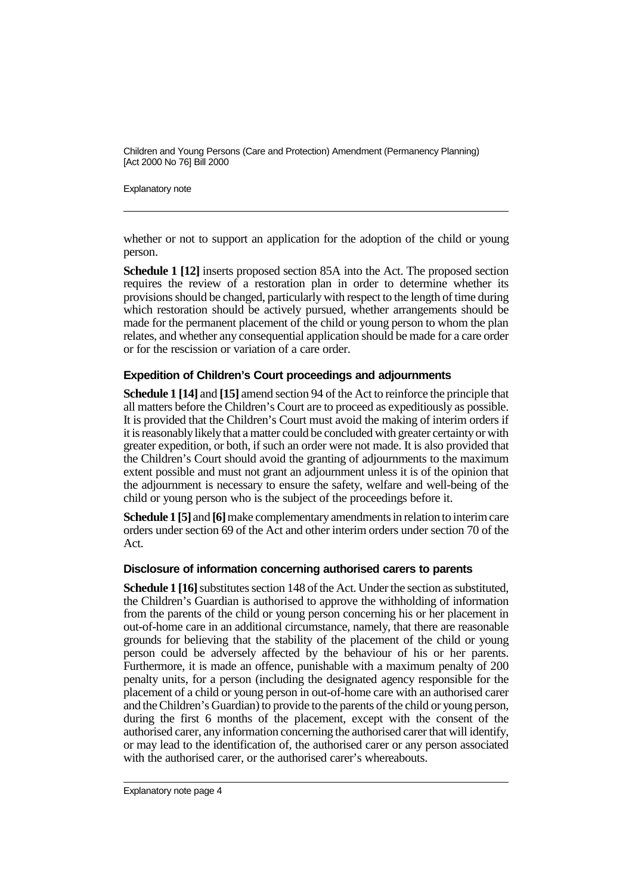whether or not to support an application for the adoption of the child or young person.

**Schedule 1 [12]** inserts proposed section 85A into the Act. The proposed section requires the review of a restoration plan in order to determine whether its provisions should be changed, particularly with respect to the length of time during which restoration should be actively pursued, whether arrangements should be made for the permanent placement of the child or young person to whom the plan relates, and whether any consequential application should be made for a care order or for the rescission or variation of a care order.

### Expedition of Children's Court proceedings and adjournments

**Schedule 1 [14]** and **[15]** amend section 94 of the Act to reinforce the principle that all matters before the Children's Court are to proceed as expeditiously as possible. It is provided that the Children's Court must avoid the making of interim orders if it is reasonably likely that a matter could be concluded with greater certainty or with greater expedition, or both, if such an order were not made. It is also provided that the Children's Court should avoid the granting of adjournments to the maximum extent possible and must not grant an adjournment unless it is of the opinion that the adjournment is necessary to ensure the safety, welfare and well-being of the child or young person who is the subject of the proceedings before it.

**Schedule 1 [5]** and **[6]** make complementary amendments in relation to interim care orders under section 69 of the Act and other interim orders under section 70 of the Act.

### Disclosure of information concerning authorised carers to parents

**Schedule 1 [16]** substitutes section 148 of the Act. Under the section as substituted, the Children's Guardian is authorised to approve the withholding of information from the parents of the child or young person concerning his or her placement in out-of-home care in an additional circumstance, namely, that there are reasonable grounds for believing that the stability of the placement of the child or young person could be adversely affected by the behaviour of his or her parents. Furthermore, it is made an offence, punishable with a maximum penalty of 200 penalty units, for a person (including the designated agency responsible for the placement of a child or young person in out-of-home care with an authorised carer and the Children's Guardian) to provide to the parents of the child or young person, during the first 6 months of the placement, except with the consent of the authorised carer, any information concerning the authorised carer that will identify, or may lead to the identification of, the authorised carer or any person associated with the authorised carer, or the authorised carer's whereabouts.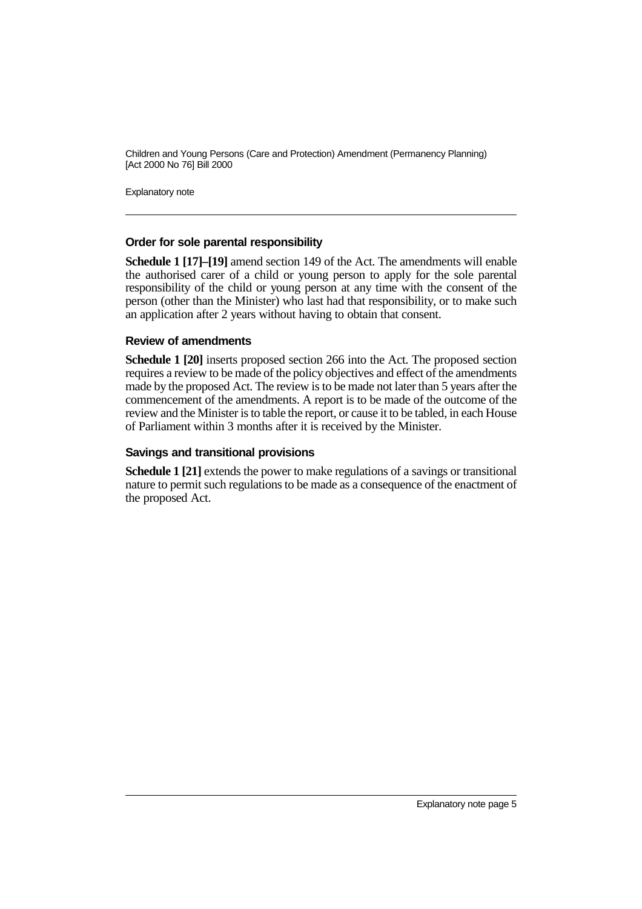### Order for sole parental responsibility

**Schedule 1 [17]–[19]** amend section 149 of the Act. The amendments will enable the authorised carer of a child or young person to apply for the sole parental responsibility of the child or young person at any time with the consent of the person (other than the Minister) who last had that responsibility, or to make such an application after 2 years without having to obtain that consent.

### Review of amendments

**Schedule 1 [20]** inserts proposed section 266 into the Act. The proposed section requires a review to be made of the policy objectives and effect of the amendments made by the proposed Act. The review is to be made not later than 5 years after the commencement of the amendments. A report is to be made of the outcome of the review and the Minister is to table the report, or cause it to be tabled, in each House of Parliament within 3 months after it is received by the Minister.

### Savings and transitional provisions

**Schedule 1 [21]** extends the power to make regulations of a savings or transitional nature to permit such regulations to be made as a consequence of the enactment of the proposed Act.